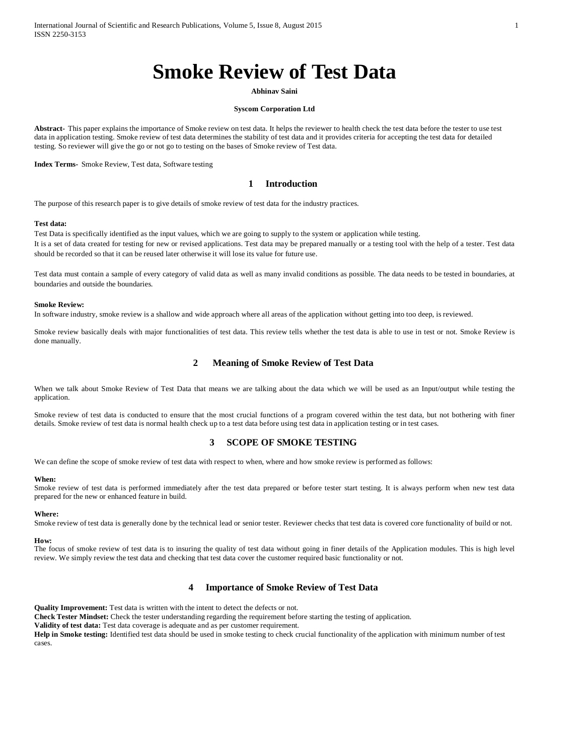# Smoke Review of Test Data

**Abhinav Saini**

**Syscom Corporation Ltd**

**Abstract-** This paper explains the importance of Smoke review on test data. It helps the reviewer to health check the test data before the tester to use test data in application testing. Smoke review of test data determines the stability of test data and it provides criteria for accepting the test data for detailed testing. So reviewer will give the go or not go to testing on the bases of Smoke review of Test data.

**Index Terms-** Smoke Review, Test data, Software testing

## 1 Introduction

The purpose of this research paper is to give details of smoke review of test data for the industry practices.

**Test data:**

Test Data is specifically identified as the input values, which we are going to supply to the system or application while testing.

It is a set of data created for testing for new or revised applications. Test data may be prepared manually or a testing tool with the help of a tester. Test data should be recorded so that it can be reused later otherwise it will lose its value for future use.

Test data must contain a sample of every category of valid data as well as many invalid conditions as possible. The data needs to be tested in boundaries, at boundaries and outside the boundaries.

**Smoke Review:**

In software industry, smoke review is a shallow and wide approach where all areas of the application without getting into too deep, is reviewed.

Smoke review basically deals with major functionalities of test data. This review tells whether the test data is able to use in test or not. Smoke Review is done manually.

## 2 Meaning of Smoke Review of Test Data

When we talk about Smoke Review of Test Data that means we are talking about the data which we will be used as an Input/output while testing the application.

Smoke review of test data is conducted to ensure that the most crucial functions of a program covered within the test data, but not bothering with finer details. Smoke review of test data is normal health check up to a test data before using test data in application testing or in test cases.

## 3 SCOPE OF SMOKE TESTING

We can define the scope of smoke review of test data with respect to when, where and how smoke review is performed as follows:

**When:**

Smoke review of test data is performed immediately after the test data prepared or before tester start testing. It is always perform when new test data prepared for the new or enhanced feature in build.

**Where:**

Smoke review of test data is generally done by the technical lead or senior tester. Reviewer checks that test data is covered core functionality of build or not.

**How:**

The focus of smoke review of test data is to insuring the quality of test data without going in finer details of the Application modules. This is high level review. We simply review the test data and checking that test data cover the customer required basic functionality or not.

## 4 Importance of Smoke Review of Test Data

**Quality Improvement:** Test data is written with the intent to detect the defects or not.
**Check Tester Mindset:** Check the tester understanding regarding the requirement before starting the testing of application.
**Validity of test data:** Test data coverage is adequate and as per customer requirement.
**Help in Smoke testing:** Identified test data should be used in smoke testing to check crucial functionality of the application with minimum number of test cases.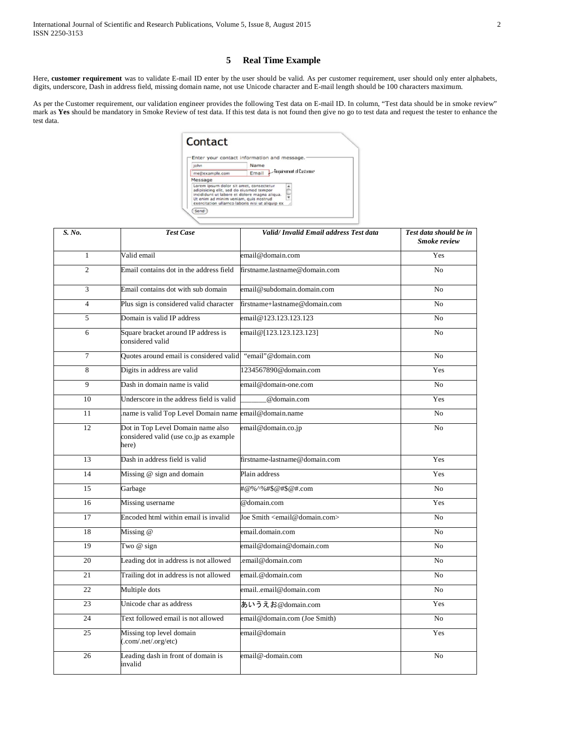## 5 Real Time Example

Here, **customer requirement** was to validate E-mail ID enter by the user should be valid. As per customer requirement, user should only enter alphabets, digits, underscore, Dash in address field, missing domain name, not use Unicode character and E-mail length should be 100 characters maximum.

As per the Customer requirement, our validation engineer provides the following Test data on E-mail ID. In column, "Test data should be in smoke review" mark as **Yes** should be mandatory in Smoke Review of test data. If this test data is not found then give no go to test data and request the tester to enhance the test data.

| *S. No.* | *Test Case* | *Valid/ Invalid Email address Test data* | *Test data should be in Smoke review* |
|---|---|---|---|
| 1 | Valid email | email@domain.com | Yes |
| 2 | Email contains dot in the address field | firstname.lastname@domain.com | No |
| 3 | Email contains dot with sub domain | email@subdomain.domain.com | No |
| 4 | Plus sign is considered valid character | firstname+lastname@domain.com | No |
| 5 | Domain is valid IP address | email@123.123.123.123 | No |
| 6 | Square bracket around IP address is considered valid | email@[123.123.123.123] | No |
| 7 | Quotes around email is considered valid | "email"@domain.com | No |
| 8 | Digits in address are valid | 1234567890@domain.com | Yes |
| 9 | Dash in domain name is valid | email@domain-one.com | No |
| 10 | Underscore in the address field is valid | _______@domain.com | Yes |
| 11 | .name is valid Top Level Domain name | email@domain.name | No |
| 12 | Dot in Top Level Domain name also considered valid (use co.jp as example here) | email@domain.co.jp | No |
| 13 | Dash in address field is valid | firstname-lastname@domain.com | Yes |
| 14 | Missing @ sign and domain | Plain address | Yes |
| 15 | Garbage | #@%^%#$@#$@#.com | No |
| 16 | Missing username | @domain.com | Yes |
| 17 | Encoded html within email is invalid | Joe Smith <email@domain.com> | No |
| 18 | Missing @ | email.domain.com | No |
| 19 | Two @ sign | email@domain@domain.com | No |
| 20 | Leading dot in address is not allowed | .email@domain.com | No |
| 21 | Trailing dot in address is not allowed | email.@domain.com | No |
| 22 | Multiple dots | email..email@domain.com | No |
| 23 | Unicode char as address | あいうえお@domain.com | Yes |
| 24 | Text followed email is not allowed | email@domain.com (Joe Smith) | No |
| 25 | Missing top level domain (.com/.net/.org/etc) | email@domain | Yes |
| 26 | Leading dash in front of domain is invalid | email@-domain.com | No |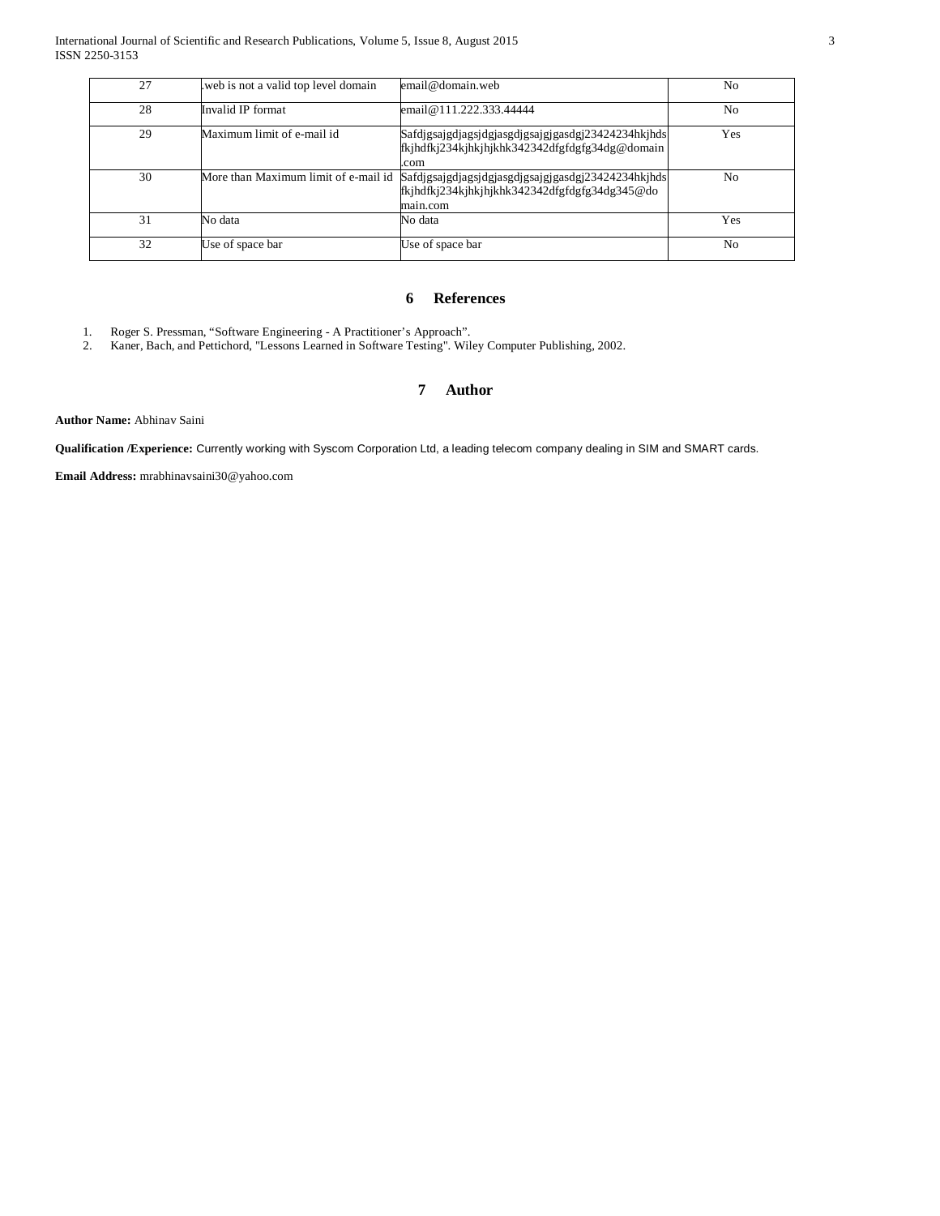| | | | |
|---|---|---|---|
| 27 | .web is not a valid top level domain | email@domain.web | No |
| 28 | Invalid IP format | email@111.222.333.44444 | No |
| 29 | Maximum limit of e-mail id | Safdjgsajgdjagsjdgjasgdjgsajgjgasdgj23424234hkjhdsfkjhdfkj234kjhkjhjkhk342342dfgfdgfg34dg@domain.com | Yes |
| 30 | More than Maximum limit of e-mail id | Safdjgsajgdjagsjdgjasgdjgsajgjgasdgj23424234hkjhdsfkjhdfkj234kjhkjhjkhk342342dfgfdgfg34dg345@domain.com | No |
| 31 | No data | No data | Yes |
| 32 | Use of space bar | Use of space bar | No |

# 6 References

1. Roger S. Pressman, "Software Engineering - A Practitioner's Approach".
2. Kaner, Bach, and Pettichord, "Lessons Learned in Software Testing". Wiley Computer Publishing, 2002.

# 7 Author

**Author Name:** Abhinav Saini

**Qualification /Experience:** Currently working with Syscom Corporation Ltd, a leading telecom company dealing in SIM and SMART cards.

**Email Address:** mrabhinavsaini30@yahoo.com